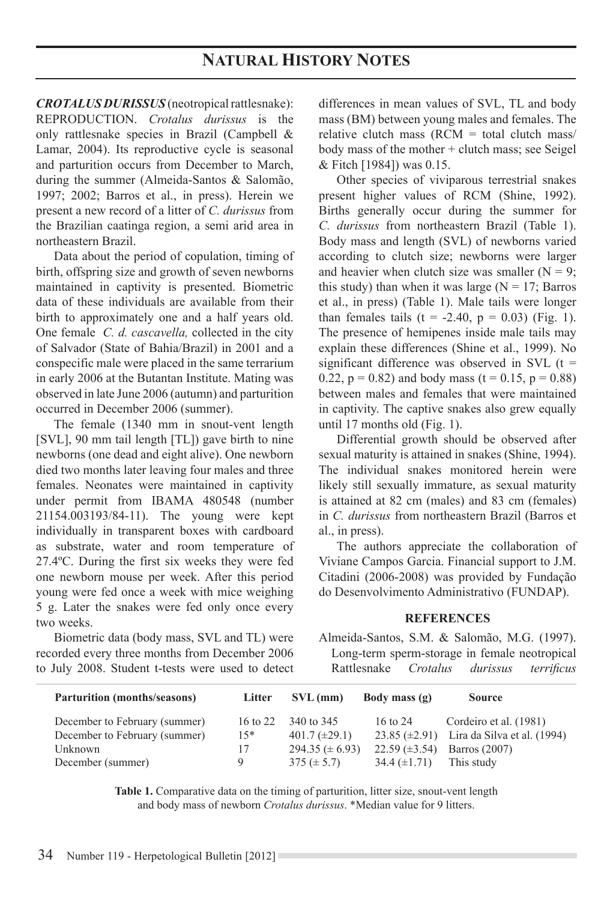# NATURAL HISTORY NOTES

***CROTALUS DURISSUS*** (neotropical rattlesnake): REPRODUCTION. *Crotalus durissus* is the only rattlesnake species in Brazil (Campbell & Lamar, 2004). Its reproductive cycle is seasonal and parturition occurs from December to March, during the summer (Almeida-Santos & Salomão, 1997; 2002; Barros et al., in press). Herein we present a new record of a litter of *C. durissus* from the Brazilian caatinga region, a semi arid area in northeastern Brazil.

Data about the period of copulation, timing of birth, offspring size and growth of seven newborns maintained in captivity is presented. Biometric data of these individuals are available from their birth to approximately one and a half years old. One female *C. d. cascavella,* collected in the city of Salvador (State of Bahia/Brazil) in 2001 and a conspecific male were placed in the same terrarium in early 2006 at the Butantan Institute. Mating was observed in late June 2006 (autumn) and parturition occurred in December 2006 (summer).

The female (1340 mm in snout-vent length [SVL], 90 mm tail length [TL]) gave birth to nine newborns (one dead and eight alive). One newborn died two months later leaving four males and three females. Neonates were maintained in captivity under permit from IBAMA 480548 (number 21154.003193/84-11). The young were kept individually in transparent boxes with cardboard as substrate, water and room temperature of 27.4ºC. During the first six weeks they were fed one newborn mouse per week. After this period young were fed once a week with mice weighing 5 g. Later the snakes were fed only once every two weeks.

Biometric data (body mass, SVL and TL) were recorded every three months from December 2006 to July 2008. Student t-tests were used to detect differences in mean values of SVL, TL and body mass (BM) between young males and females. The relative clutch mass (RCM = total clutch mass/ body mass of the mother + clutch mass; see Seigel & Fitch [1984]) was 0.15.

Other species of viviparous terrestrial snakes present higher values of RCM (Shine, 1992). Births generally occur during the summer for *C. durissus* from northeastern Brazil (Table 1). Body mass and length (SVL) of newborns varied according to clutch size; newborns were larger and heavier when clutch size was smaller ($N = 9$; this study) than when it was large ($N = 17$; Barros et al., in press) (Table 1). Male tails were longer than females tails ($t = -2.40$, $p = 0.03$) (Fig. 1). The presence of hemipenes inside male tails may explain these differences (Shine et al., 1999). No significant difference was observed in SVL ($t = 0.22$, $p = 0.82$) and body mass ($t = 0.15$, $p = 0.88$) between males and females that were maintained in captivity. The captive snakes also grew equally until 17 months old (Fig. 1).

Differential growth should be observed after sexual maturity is attained in snakes (Shine, 1994). The individual snakes monitored herein were likely still sexually immature, as sexual maturity is attained at 82 cm (males) and 83 cm (females) in *C. durissus* from northeastern Brazil (Barros et al., in press).

The authors appreciate the collaboration of Viviane Campos Garcia. Financial support to J.M. Citadini (2006-2008) was provided by Fundação do Desenvolvimento Administrativo (FUNDAP).

## REFERENCES

Almeida-Santos, S.M. & Salomão, M.G. (1997). Long-term sperm-storage in female neotropical Rattlesnake *Crotalus durissus terrificus*

| Parturition (months/seasons) | Litter | SVL (mm) | Body mass (g) | Source |
|---|---|---|---|---|
| December to February (summer) | 16 to 22 | 340 to 345 | 16 to 24 | Cordeiro et al. (1981) |
| December to February (summer) | 15* | 401.7 (±29.1) | 23.85 (±2.91) | Lira da Silva et al. (1994) |
| Unknown | 17 | 294.35 (± 6.93) | 22.59 (±3.54) | Barros (2007) |
| December (summer) | 9 | 375 (± 5.7) | 34.4 (±1.71) | This study |

**Table 1.** Comparative data on the timing of parturition, litter size, snout-vent length and body mass of newborn *Crotalus durissus*. *Median value for 9 litters.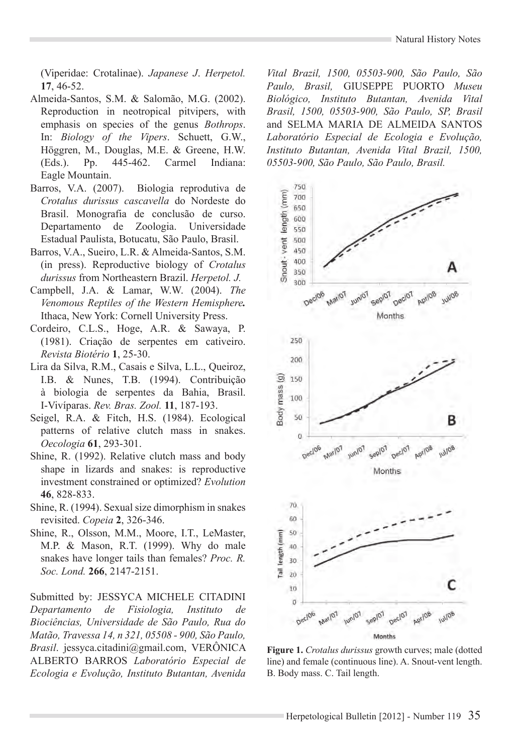(Viperidae: Crotalinae). *Japanese J. Herpetol.* **17**, 46-52.

Almeida-Santos, S.M. & Salomão, M.G. (2002). Reproduction in neotropical pitvipers, with emphasis on species of the genus *Bothrops*. In: *Biology of the Vipers*. Schuett, G.W., Höggren, M., Douglas, M.E. & Greene, H.W. (Eds.). Pp. 445-462. Carmel Indiana: Eagle Mountain.

Barros, V.A. (2007). Biologia reprodutiva de *Crotalus durissus cascavella* do Nordeste do Brasil. Monografia de conclusão de curso. Departamento de Zoologia. Universidade Estadual Paulista, Botucatu, São Paulo, Brasil.

Barros, V.A., Sueiro, L.R. & Almeida-Santos, S.M. (in press). Reproductive biology of *Crotalus durissus* from Northeastern Brazil. *Herpetol. J.*

Campbell, J.A. & Lamar, W.W. (2004). *The Venomous Reptiles of the Western Hemisphere***.** Ithaca, New York: Cornell University Press.

Cordeiro, C.L.S., Hoge, A.R. & Sawaya, P. (1981). Criação de serpentes em cativeiro. *Revista Biotério* **1**, 25-30.

Lira da Silva, R.M., Casais e Silva, L.L., Queiroz, I.B. & Nunes, T.B. (1994). Contribuição à biologia de serpentes da Bahia, Brasil. I-Vivíparas. *Rev. Bras. Zool.* **11**, 187-193.

Seigel, R.A. & Fitch, H.S. (1984). Ecological patterns of relative clutch mass in snakes. *Oecologia* **61**, 293-301.

Shine, R. (1992). Relative clutch mass and body shape in lizards and snakes: is reproductive investment constrained or optimized? *Evolution* **46**, 828-833.

Shine, R. (1994). Sexual size dimorphism in snakes revisited. *Copeia* **2**, 326-346.

Shine, R., Olsson, M.M., Moore, I.T., LeMaster, M.P. & Mason, R.T. (1999). Why do male snakes have longer tails than females? *Proc. R. Soc. Lond.* **266**, 2147-2151.

Submitted by: JESSYCA MICHELE CITADINI *Departamento de Fisiologia, Instituto de Biociências, Universidade de São Paulo, Rua do Matão, Travessa 14, n 321, 05508 - 900, São Paulo, Brasil*. jessyca.citadini@gmail.com, VERÔNICA ALBERTO BARROS *Laboratório Especial de Ecologia e Evolução, Instituto Butantan, Avenida Vital Brazil, 1500, 05503-900, São Paulo, São Paulo, Brasil,* GIUSEPPE PUORTO *Museu Biológico, Instituto Butantan, Avenida Vital Brasil, 1500, 05503-900, São Paulo, SP, Brasil* and SELMA MARIA DE ALMEIDA SANTOS *Laboratório Especial de Ecologia e Evolução, Instituto Butantan, Avenida Vital Brazil, 1500, 05503-900, São Paulo, São Paulo, Brasil.*

**Figure 1.** *Crotalus durissus* growth curves; male (dotted line) and female (continuous line). A. Snout-vent length. B. Body mass. C. Tail length.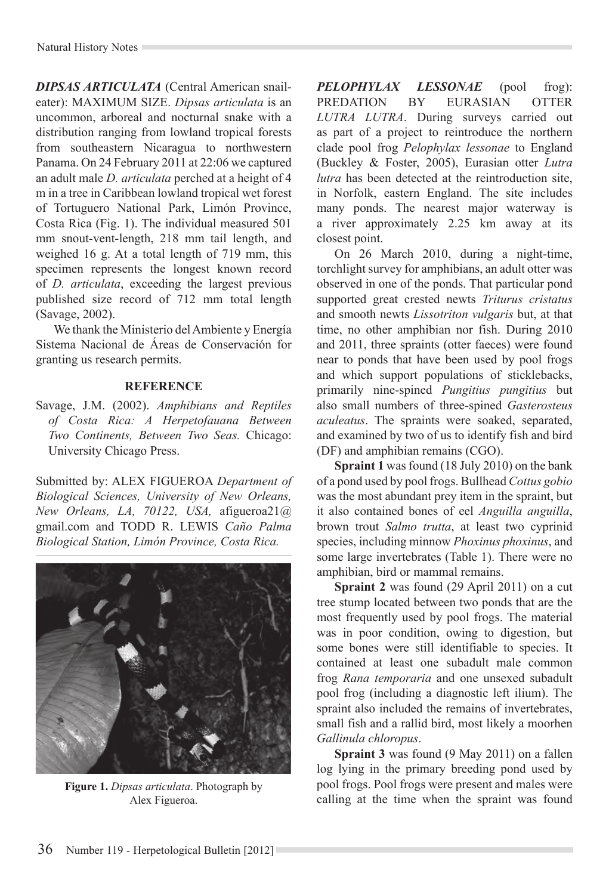***DIPSAS ARTICULATA*** (Central American snail-eater): MAXIMUM SIZE. *Dipsas articulata* is an uncommon, arboreal and nocturnal snake with a distribution ranging from lowland tropical forests from southeastern Nicaragua to northwestern Panama. On 24 February 2011 at 22:06 we captured an adult male *D. articulata* perched at a height of 4 m in a tree in Caribbean lowland tropical wet forest of Tortuguero National Park, Limón Province, Costa Rica (Fig. 1). The individual measured 501 mm snout-vent-length, 218 mm tail length, and weighed 16 g. At a total length of 719 mm, this specimen represents the longest known record of *D. articulata*, exceeding the largest previous published size record of 712 mm total length (Savage, 2002).

We thank the Ministerio del Ambiente y Energía Sistema Nacional de Áreas de Conservación for granting us research permits.

**REFERENCE**

Savage, J.M. (2002). *Amphibians and Reptiles of Costa Rica: A Herpetofauana Between Two Continents, Between Two Seas.* Chicago: University Chicago Press.

Submitted by: ALEX FIGUEROA *Department of Biological Sciences, University of New Orleans, New Orleans, LA, 70122, USA,* afigueroa21@gmail.com and TODD R. LEWIS *Caño Palma Biological Station, Limón Province, Costa Rica.*

**Figure 1.** *Dipsas articulata*. Photograph by Alex Figueroa.

***PELOPHYLAX LESSONAE*** (pool frog): PREDATION BY EURASIAN OTTER *LUTRA LUTRA*. During surveys carried out as part of a project to reintroduce the northern clade pool frog *Pelophylax lessonae* to England (Buckley & Foster, 2005), Eurasian otter *Lutra lutra* has been detected at the reintroduction site, in Norfolk, eastern England. The site includes many ponds. The nearest major waterway is a river approximately 2.25 km away at its closest point.

On 26 March 2010, during a night-time, torchlight survey for amphibians, an adult otter was observed in one of the ponds. That particular pond supported great crested newts *Triturus cristatus* and smooth newts *Lissotriton vulgaris* but, at that time, no other amphibian nor fish. During 2010 and 2011, three spraints (otter faeces) were found near to ponds that have been used by pool frogs and which support populations of sticklebacks, primarily nine-spined *Pungitius pungitius* but also small numbers of three-spined *Gasterosteus aculeatus*. The spraints were soaked, separated, and examined by two of us to identify fish and bird (DF) and amphibian remains (CGO).

**Spraint 1** was found (18 July 2010) on the bank of a pond used by pool frogs. Bullhead *Cottus gobio* was the most abundant prey item in the spraint, but it also contained bones of eel *Anguilla anguilla*, brown trout *Salmo trutta*, at least two cyprinid species, including minnow *Phoxinus phoxinus*, and some large invertebrates (Table 1). There were no amphibian, bird or mammal remains.

**Spraint 2** was found (29 April 2011) on a cut tree stump located between two ponds that are the most frequently used by pool frogs. The material was in poor condition, owing to digestion, but some bones were still identifiable to species. It contained at least one subadult male common frog *Rana temporaria* and one unsexed subadult pool frog (including a diagnostic left ilium). The spraint also included the remains of invertebrates, small fish and a rallid bird, most likely a moorhen *Gallinula chloropus*.

**Spraint 3** was found (9 May 2011) on a fallen log lying in the primary breeding pond used by pool frogs. Pool frogs were present and males were calling at the time when the spraint was found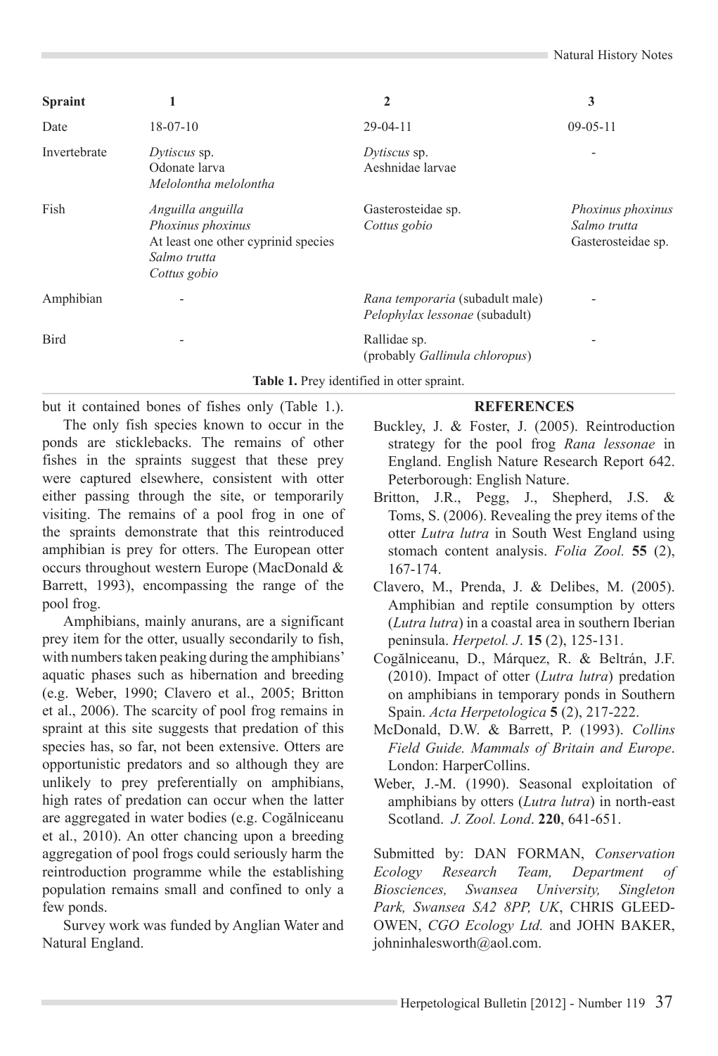| Spraint | 1 | 2 | 3 |
|---|---|---|---|
| Date | 18-07-10 | 29-04-11 | 09-05-11 |
| Invertebrate | *Dytiscus* sp.<br>Odonate larva<br>*Melolontha melolontha* | *Dytiscus* sp.<br>Aeshnidae larvae | - |
| Fish | *Anguilla anguilla*<br>*Phoxinus phoxinus*<br>At least one other cyprinid species<br>*Salmo trutta*<br>*Cottus gobio* | Gasterosteidae sp.<br>*Cottus gobio* | *Phoxinus phoxinus*<br>*Salmo trutta*<br>Gasterosteidae sp. |
| Amphibian | - | *Rana temporaria* (subadult male)<br>*Pelophylax lessonae* (subadult) | - |
| Bird | - | Rallidae sp.<br>(probably *Gallinula chloropus*) | - |

**Table 1.** Prey identified in otter spraint.

but it contained bones of fishes only (Table 1.).

The only fish species known to occur in the ponds are sticklebacks. The remains of other fishes in the spraints suggest that these prey were captured elsewhere, consistent with otter either passing through the site, or temporarily visiting. The remains of a pool frog in one of the spraints demonstrate that this reintroduced amphibian is prey for otters. The European otter occurs throughout western Europe (MacDonald & Barrett, 1993), encompassing the range of the pool frog.

Amphibians, mainly anurans, are a significant prey item for the otter, usually secondarily to fish, with numbers taken peaking during the amphibians' aquatic phases such as hibernation and breeding (e.g. Weber, 1990; Clavero et al., 2005; Britton et al., 2006). The scarcity of pool frog remains in spraint at this site suggests that predation of this species has, so far, not been extensive. Otters are opportunistic predators and so although they are unlikely to prey preferentially on amphibians, high rates of predation can occur when the latter are aggregated in water bodies (e.g. Cogălniceanu et al., 2010). An otter chancing upon a breeding aggregation of pool frogs could seriously harm the reintroduction programme while the establishing population remains small and confined to only a few ponds.

Survey work was funded by Anglian Water and Natural England.

## REFERENCES

Buckley, J. & Foster, J. (2005). Reintroduction strategy for the pool frog *Rana lessonae* in England. English Nature Research Report 642. Peterborough: English Nature.

Britton, J.R., Pegg, J., Shepherd, J.S. & Toms, S. (2006). Revealing the prey items of the otter *Lutra lutra* in South West England using stomach content analysis. *Folia Zool.* **55** (2), 167-174.

Clavero, M., Prenda, J. & Delibes, M. (2005). Amphibian and reptile consumption by otters (*Lutra lutra*) in a coastal area in southern Iberian peninsula. *Herpetol. J.* **15** (2), 125-131.

Cogălniceanu, D., Márquez, R. & Beltrán, J.F. (2010). Impact of otter (*Lutra lutra*) predation on amphibians in temporary ponds in Southern Spain. *Acta Herpetologica* **5** (2), 217-222.

McDonald, D.W. & Barrett, P. (1993). *Collins Field Guide. Mammals of Britain and Europe*. London: HarperCollins.

Weber, J.-M. (1990). Seasonal exploitation of amphibians by otters (*Lutra lutra*) in north-east Scotland. *J. Zool. Lond*. **220**, 641-651.

Submitted by: DAN FORMAN, *Conservation Ecology Research Team, Department of Biosciences, Swansea University, Singleton Park, Swansea SA2 8PP, UK*, CHRIS GLEED-OWEN, *CGO Ecology Ltd.* and JOHN BAKER, johninhalesworth@aol.com.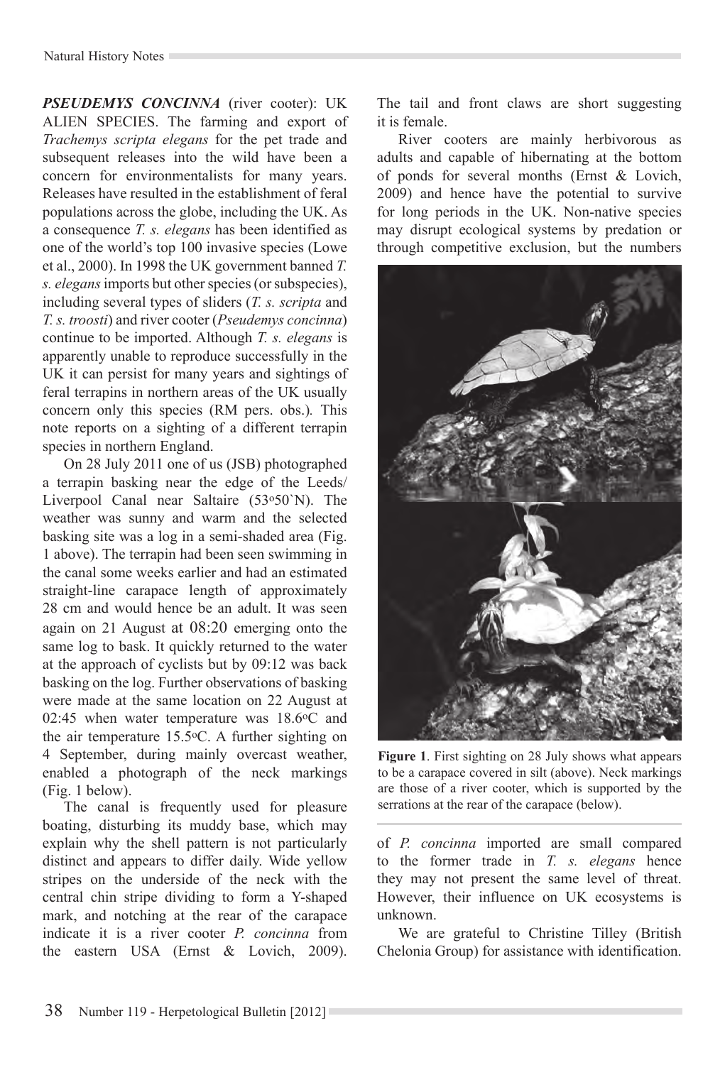***PSEUDEMYS CONCINNA*** (river cooter): UK ALIEN SPECIES. The farming and export of *Trachemys scripta elegans* for the pet trade and subsequent releases into the wild have been a concern for environmentalists for many years. Releases have resulted in the establishment of feral populations across the globe, including the UK. As a consequence *T. s. elegans* has been identified as one of the world's top 100 invasive species (Lowe et al., 2000). In 1998 the UK government banned *T. s. elegans* imports but other species (or subspecies), including several types of sliders (*T. s. scripta* and *T. s. troosti*) and river cooter (*Pseudemys concinna*) continue to be imported. Although *T. s. elegans* is apparently unable to reproduce successfully in the UK it can persist for many years and sightings of feral terrapins in northern areas of the UK usually concern only this species (RM pers. obs.). This note reports on a sighting of a different terrapin species in northern England.

On 28 July 2011 one of us (JSB) photographed a terrapin basking near the edge of the Leeds/Liverpool Canal near Saltaire (53°50`N). The weather was sunny and warm and the selected basking site was a log in a semi-shaded area (Fig. 1 above). The terrapin had been seen swimming in the canal some weeks earlier and had an estimated straight-line carapace length of approximately 28 cm and would hence be an adult. It was seen again on 21 August at 08:20 emerging onto the same log to bask. It quickly returned to the water at the approach of cyclists but by 09:12 was back basking on the log. Further observations of basking were made at the same location on 22 August at 02:45 when water temperature was 18.6°C and the air temperature 15.5°C. A further sighting on 4 September, during mainly overcast weather, enabled a photograph of the neck markings (Fig. 1 below).

The canal is frequently used for pleasure boating, disturbing its muddy base, which may explain why the shell pattern is not particularly distinct and appears to differ daily. Wide yellow stripes on the underside of the neck with the central chin stripe dividing to form a Y-shaped mark, and notching at the rear of the carapace indicate it is a river cooter *P. concinna* from the eastern USA (Ernst & Lovich, 2009). The tail and front claws are short suggesting it is female.

River cooters are mainly herbivorous as adults and capable of hibernating at the bottom of ponds for several months (Ernst & Lovich, 2009) and hence have the potential to survive for long periods in the UK. Non-native species may disrupt ecological systems by predation or through competitive exclusion, but the numbers of *P. concinna* imported are small compared to the former trade in *T. s. elegans* hence they may not present the same level of threat. However, their influence on UK ecosystems is unknown.

**Figure 1**. First sighting on 28 July shows what appears to be a carapace covered in silt (above). Neck markings are those of a river cooter, which is supported by the serrations at the rear of the carapace (below).

We are grateful to Christine Tilley (British Chelonia Group) for assistance with identification.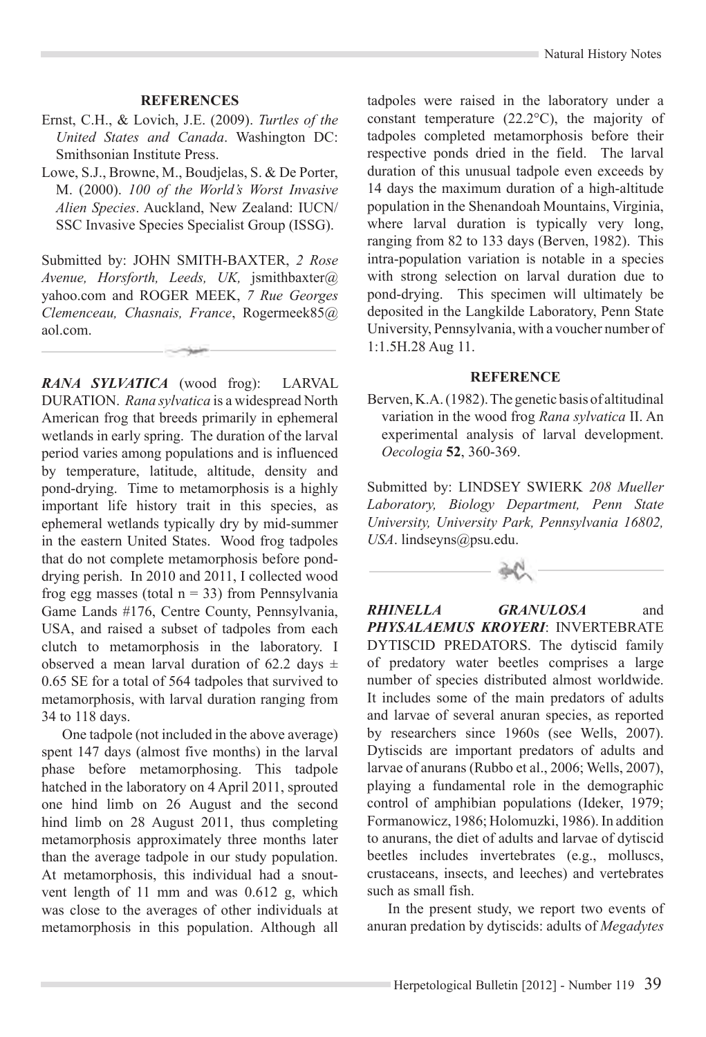## REFERENCES

Ernst, C.H., & Lovich, J.E. (2009). *Turtles of the United States and Canada*. Washington DC: Smithsonian Institute Press.

Lowe, S.J., Browne, M., Boudjelas, S. & De Porter, M. (2000). *100 of the World's Worst Invasive Alien Species*. Auckland, New Zealand: IUCN/SSC Invasive Species Specialist Group (ISSG).

Submitted by: JOHN SMITH-BAXTER, *2 Rose Avenue, Horsforth, Leeds, UK,* jsmithbaxter@yahoo.com and ROGER MEEK, *7 Rue Georges Clemenceau, Chasnais, France*, Rogermeek85@aol.com.

***RANA SYLVATICA*** (wood frog): LARVAL DURATION. *Rana sylvatica* is a widespread North American frog that breeds primarily in ephemeral wetlands in early spring. The duration of the larval period varies among populations and is influenced by temperature, latitude, altitude, density and pond-drying. Time to metamorphosis is a highly important life history trait in this species, as ephemeral wetlands typically dry by mid-summer in the eastern United States. Wood frog tadpoles that do not complete metamorphosis before pond-drying perish. In 2010 and 2011, I collected wood frog egg masses (total n = 33) from Pennsylvania Game Lands #176, Centre County, Pennsylvania, USA, and raised a subset of tadpoles from each clutch to metamorphosis in the laboratory. I observed a mean larval duration of 62.2 days ± 0.65 SE for a total of 564 tadpoles that survived to metamorphosis, with larval duration ranging from 34 to 118 days.

One tadpole (not included in the above average) spent 147 days (almost five months) in the larval phase before metamorphosing. This tadpole hatched in the laboratory on 4 April 2011, sprouted one hind limb on 26 August and the second hind limb on 28 August 2011, thus completing metamorphosis approximately three months later than the average tadpole in our study population. At metamorphosis, this individual had a snout-vent length of 11 mm and was 0.612 g, which was close to the averages of other individuals at metamorphosis in this population. Although all tadpoles were raised in the laboratory under a constant temperature (22.2°C), the majority of tadpoles completed metamorphosis before their respective ponds dried in the field. The larval duration of this unusual tadpole even exceeds by 14 days the maximum duration of a high-altitude population in the Shenandoah Mountains, Virginia, where larval duration is typically very long, ranging from 82 to 133 days (Berven, 1982). This intra-population variation is notable in a species with strong selection on larval duration due to pond-drying. This specimen will ultimately be deposited in the Langkilde Laboratory, Penn State University, Pennsylvania, with a voucher number of 1:1.5H.28 Aug 11.

## REFERENCE

Berven, K.A. (1982). The genetic basis of altitudinal variation in the wood frog *Rana sylvatica* II. An experimental analysis of larval development. *Oecologia* **52**, 360-369.

Submitted by: LINDSEY SWIERK *208 Mueller Laboratory, Biology Department, Penn State University, University Park, Pennsylvania 16802, USA*. lindseyns@psu.edu.

***RHINELLA GRANULOSA*** and ***PHYSALAEMUS KROYERI***: INVERTEBRATE DYTISCID PREDATORS. The dytiscid family of predatory water beetles comprises a large number of species distributed almost worldwide. It includes some of the main predators of adults and larvae of several anuran species, as reported by researchers since 1960s (see Wells, 2007). Dytiscids are important predators of adults and larvae of anurans (Rubbo et al., 2006; Wells, 2007), playing a fundamental role in the demographic control of amphibian populations (Ideker, 1979; Formanowicz, 1986; Holomuzki, 1986). In addition to anurans, the diet of adults and larvae of dytiscid beetles includes invertebrates (e.g., molluscs, crustaceans, insects, and leeches) and vertebrates such as small fish.

In the present study, we report two events of anuran predation by dytiscids: adults of *Megadytes*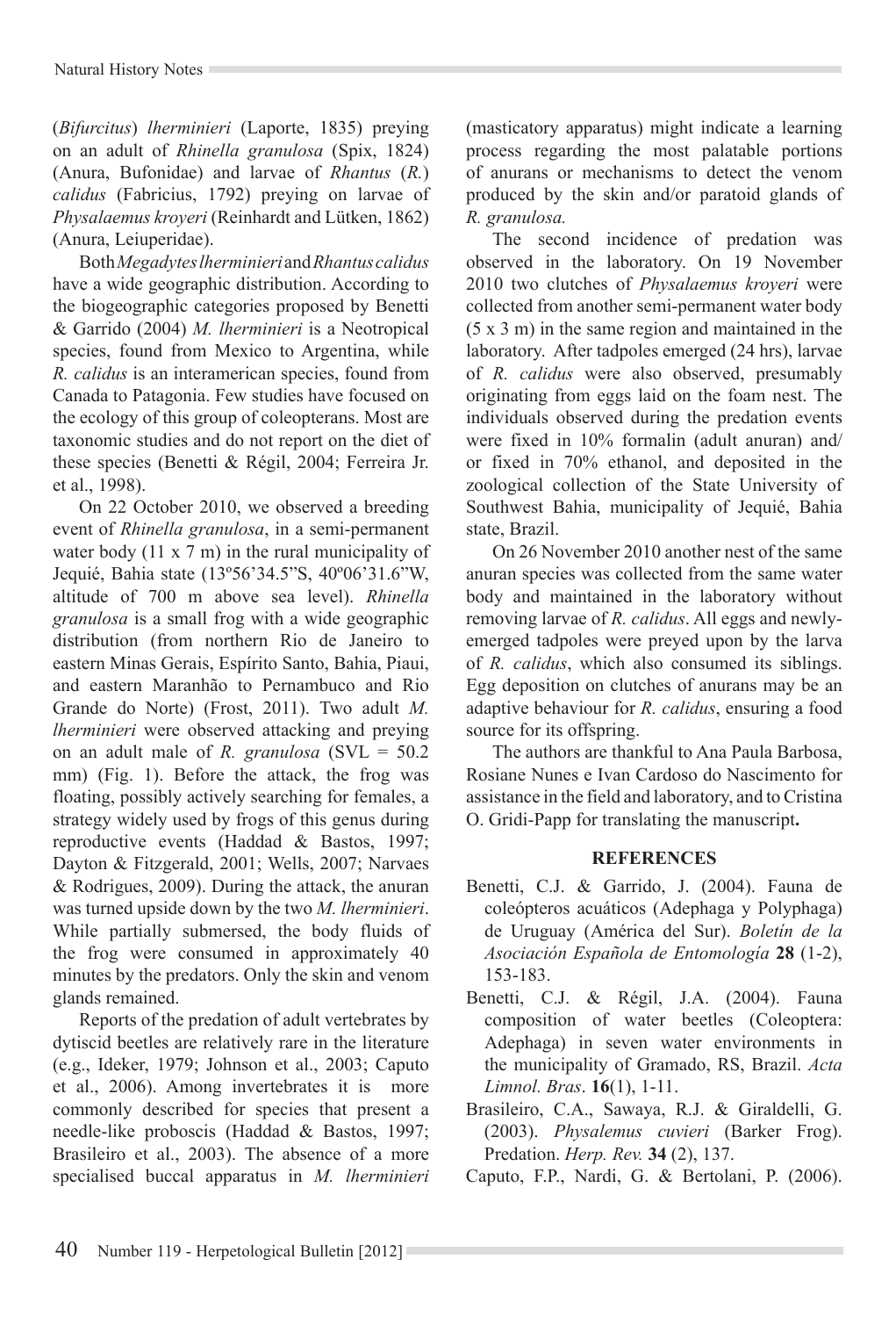(*Bifurcitus*) *lherminieri* (Laporte, 1835) preying on an adult of *Rhinella granulosa* (Spix, 1824) (Anura, Bufonidae) and larvae of *Rhantus* (*R.*) *calidus* (Fabricius, 1792) preying on larvae of *Physalaemus kroyeri* (Reinhardt and Lütken, 1862) (Anura, Leiuperidae).

Both *Megadytes lherminieri* and *Rhantus calidus* have a wide geographic distribution. According to the biogeographic categories proposed by Benetti & Garrido (2004) *M. lherminieri* is a Neotropical species, found from Mexico to Argentina, while *R. calidus* is an interamerican species, found from Canada to Patagonia. Few studies have focused on the ecology of this group of coleopterans. Most are taxonomic studies and do not report on the diet of these species (Benetti & Régil, 2004; Ferreira Jr. et al., 1998).

On 22 October 2010, we observed a breeding event of *Rhinella granulosa*, in a semi-permanent water body (11 x 7 m) in the rural municipality of Jequié, Bahia state (13º56'34.5"S, 40º06'31.6"W, altitude of 700 m above sea level). *Rhinella granulosa* is a small frog with a wide geographic distribution (from northern Rio de Janeiro to eastern Minas Gerais, Espírito Santo, Bahia, Piaui, and eastern Maranhão to Pernambuco and Rio Grande do Norte) (Frost, 2011). Two adult *M. lherminieri* were observed attacking and preying on an adult male of *R. granulosa* (SVL = 50.2 mm) (Fig. 1). Before the attack, the frog was floating, possibly actively searching for females, a strategy widely used by frogs of this genus during reproductive events (Haddad & Bastos, 1997; Dayton & Fitzgerald, 2001; Wells, 2007; Narvaes & Rodrigues, 2009). During the attack, the anuran was turned upside down by the two *M. lherminieri*. While partially submersed, the body fluids of the frog were consumed in approximately 40 minutes by the predators. Only the skin and venom glands remained.

Reports of the predation of adult vertebrates by dytiscid beetles are relatively rare in the literature (e.g., Ideker, 1979; Johnson et al., 2003; Caputo et al., 2006). Among invertebrates it is more commonly described for species that present a needle-like proboscis (Haddad & Bastos, 1997; Brasileiro et al., 2003). The absence of a more specialised buccal apparatus in *M. lherminieri* (masticatory apparatus) might indicate a learning process regarding the most palatable portions of anurans or mechanisms to detect the venom produced by the skin and/or paratoid glands of *R. granulosa.*

The second incidence of predation was observed in the laboratory. On 19 November 2010 two clutches of *Physalaemus kroyeri* were collected from another semi-permanent water body (5 x 3 m) in the same region and maintained in the laboratory. After tadpoles emerged (24 hrs), larvae of *R. calidus* were also observed, presumably originating from eggs laid on the foam nest. The individuals observed during the predation events were fixed in 10% formalin (adult anuran) and/or fixed in 70% ethanol, and deposited in the zoological collection of the State University of Southwest Bahia, municipality of Jequié, Bahia state, Brazil.

On 26 November 2010 another nest of the same anuran species was collected from the same water body and maintained in the laboratory without removing larvae of *R. calidus*. All eggs and newly-emerged tadpoles were preyed upon by the larva of *R. calidus*, which also consumed its siblings. Egg deposition on clutches of anurans may be an adaptive behaviour for *R. calidus*, ensuring a food source for its offspring.

The authors are thankful to Ana Paula Barbosa, Rosiane Nunes e Ivan Cardoso do Nascimento for assistance in the field and laboratory, and to Cristina O. Gridi-Papp for translating the manuscript**.**

## REFERENCES

Benetti, C.J. & Garrido, J. (2004). Fauna de coleópteros acuáticos (Adephaga y Polyphaga) de Uruguay (América del Sur). *Boletín de la Asociación Española de Entomología* **28** (1-2), 153-183.

Benetti, C.J. & Régil, J.A. (2004). Fauna composition of water beetles (Coleoptera: Adephaga) in seven water environments in the municipality of Gramado, RS, Brazil. *Acta Limnol. Bras*. **16**(1), 1-11.

Brasileiro, C.A., Sawaya, R.J. & Giraldelli, G. (2003). *Physalemus cuvieri* (Barker Frog). Predation. *Herp. Rev.* **34** (2), 137.

Caputo, F.P., Nardi, G. & Bertolani, P. (2006).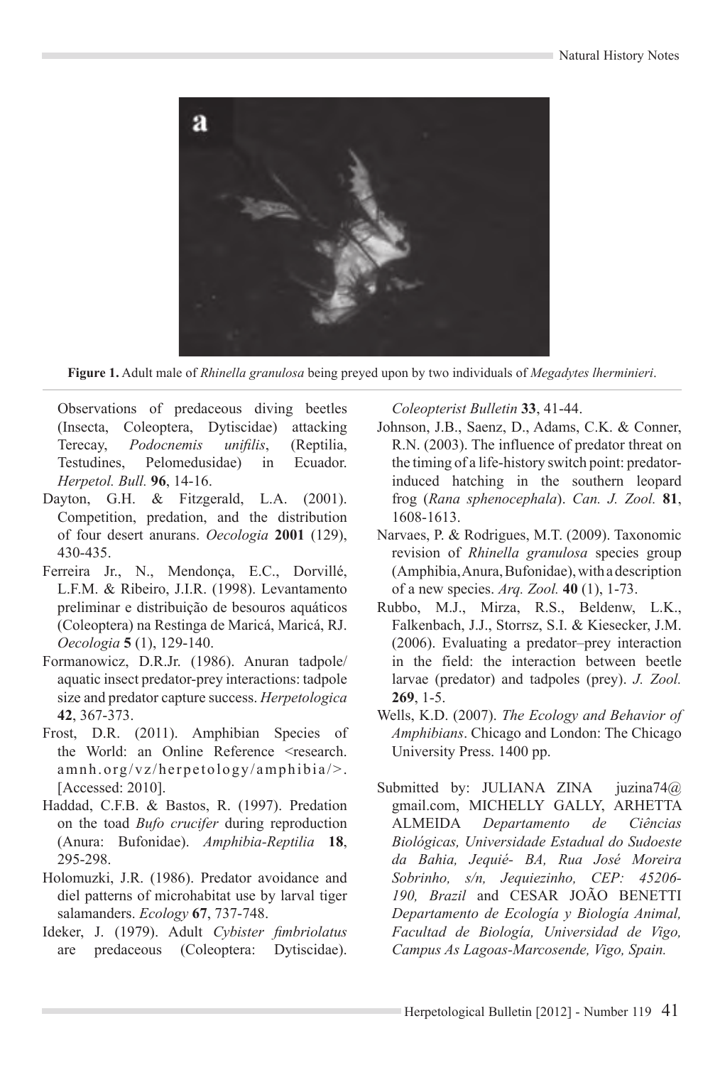**Figure 1.** Adult male of *Rhinella granulosa* being preyed upon by two individuals of *Megadytes lherminieri*.

Observations of predaceous diving beetles (Insecta, Coleoptera, Dytiscidae) attacking Terecay, *Podocnemis unifilis*, (Reptilia, Testudines, Pelomedusidae) in Ecuador. *Herpetol. Bull.* **96**, 14-16.

Dayton, G.H. & Fitzgerald, L.A. (2001). Competition, predation, and the distribution of four desert anurans. *Oecologia* **2001** (129), 430-435.

Ferreira Jr., N., Mendonça, E.C., Dorvillé, L.F.M. & Ribeiro, J.I.R. (1998). Levantamento preliminar e distribuição de besouros aquáticos (Coleoptera) na Restinga de Maricá, Maricá, RJ. *Oecologia* **5** (1), 129-140.

Formanowicz, D.R.Jr. (1986). Anuran tadpole/aquatic insect predator-prey interactions: tadpole size and predator capture success. *Herpetologica* **42**, 367-373.

Frost, D.R. (2011). Amphibian Species of the World: an Online Reference <research.amnh.org/vz/herpetology/amphibia/>. [Accessed: 2010].

Haddad, C.F.B. & Bastos, R. (1997). Predation on the toad *Bufo crucifer* during reproduction (Anura: Bufonidae). *Amphibia-Reptilia* **18**, 295-298.

Holomuzki, J.R. (1986). Predator avoidance and diel patterns of microhabitat use by larval tiger salamanders. *Ecology* **67**, 737-748.

Ideker, J. (1979). Adult *Cybister fimbriolatus* are predaceous (Coleoptera: Dytiscidae). *Coleopterist Bulletin* **33**, 41-44.

Johnson, J.B., Saenz, D., Adams, C.K. & Conner, R.N. (2003). The influence of predator threat on the timing of a life-history switch point: predator-induced hatching in the southern leopard frog (*Rana sphenocephala*). *Can. J. Zool.* **81**, 1608-1613.

Narvaes, P. & Rodrigues, M.T. (2009). Taxonomic revision of *Rhinella granulosa* species group (Amphibia, Anura, Bufonidae), with a description of a new species. *Arq. Zool.* **40** (1), 1-73.

Rubbo, M.J., Mirza, R.S., Beldenw, L.K., Falkenbach, J.J., Storrsz, S.I. & Kiesecker, J.M. (2006). Evaluating a predator–prey interaction in the field: the interaction between beetle larvae (predator) and tadpoles (prey). *J. Zool.* **269**, 1-5.

Wells, K.D. (2007). *The Ecology and Behavior of Amphibians*. Chicago and London: The Chicago University Press. 1400 pp.

Submitted by: JULIANA ZINA juzina74@gmail.com, MICHELLY GALLY, ARHETTA ALMEIDA *Departamento de Ciências Biológicas, Universidade Estadual do Sudoeste da Bahia, Jequié- BA, Rua José Moreira Sobrinho, s/n, Jequiezinho, CEP: 45206-190, Brazil* and CESAR JOÃO BENETTI *Departamento de Ecología y Biología Animal, Facultad de Biología, Universidad de Vigo, Campus As Lagoas-Marcosende, Vigo, Spain.*